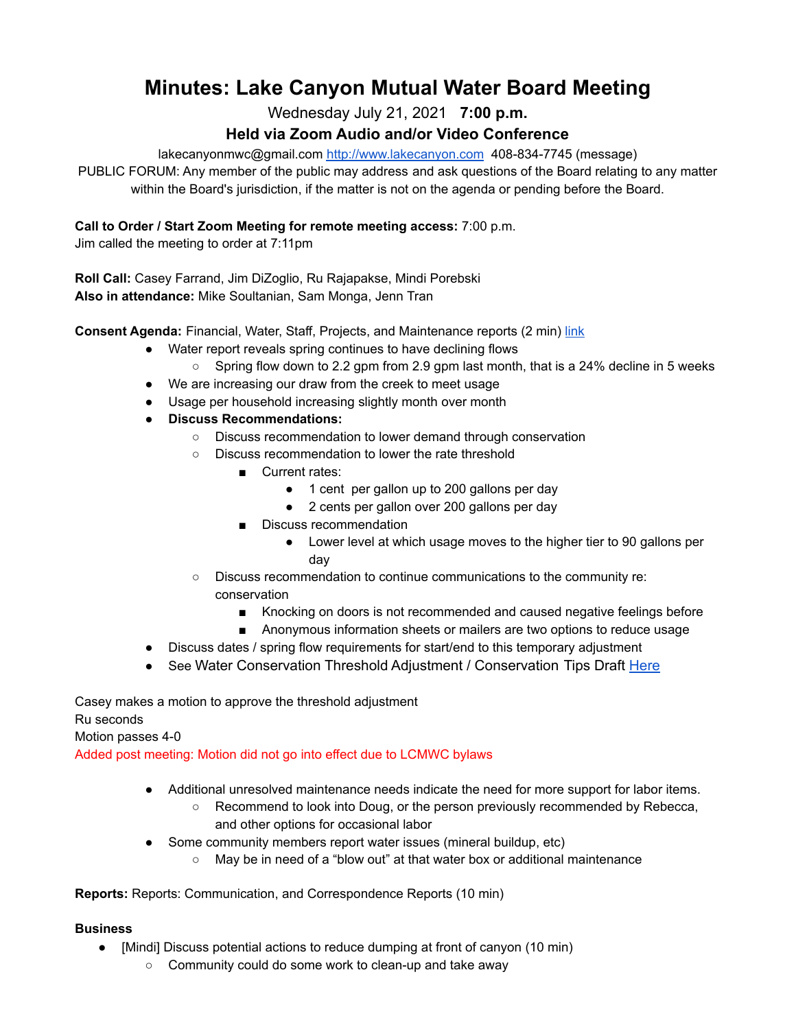# Minutes: Lake Canyon Mutual Water Board Meeting

Wednesday July 21, 2021 **7:00 p.m.**

**Held via Zoom Audio and/or Video Conference**

lakecanyonmwc@gmail.com [http://www.lakecanyon.com](http://www.lakecanyon.com) 408-834-7745 (message)

PUBLIC FORUM: Any member of the public may address and ask questions of the Board relating to any matter within the Board's jurisdiction, if the matter is not on the agenda or pending before the Board.

**Call to Order / Start Zoom Meeting for remote meeting access:** 7:00 p.m.
Jim called the meeting to order at 7:11pm

**Roll Call:** Casey Farrand, Jim DiZoglio, Ru Rajapakse, Mindi Porebski
**Also in attendance:** Mike Soultanian, Sam Monga, Jenn Tran

**Consent Agenda:** Financial, Water, Staff, Projects, and Maintenance reports (2 min) [link]()

- Water report reveals spring continues to have declining flows
    - Spring flow down to 2.2 gpm from 2.9 gpm last month, that is a 24% decline in 5 weeks
- We are increasing our draw from the creek to meet usage
- Usage per household increasing slightly month over month
- **Discuss Recommendations:**
    - Discuss recommendation to lower demand through conservation
    - Discuss recommendation to lower the rate threshold
        - Current rates:
            - 1 cent per gallon up to 200 gallons per day
            - 2 cents per gallon over 200 gallons per day
        - Discuss recommendation
            - Lower level at which usage moves to the higher tier to 90 gallons per day
    - Discuss recommendation to continue communications to the community re: conservation
        - Knocking on doors is not recommended and caused negative feelings before
        - Anonymous information sheets or mailers are two options to reduce usage
- Discuss dates / spring flow requirements for start/end to this temporary adjustment
- See Water Conservation Threshold Adjustment / Conservation Tips Draft [Here]()

Casey makes a motion to approve the threshold adjustment
Ru seconds
Motion passes 4-0
Added post meeting: Motion did not go into effect due to LCMWC bylaws

- Additional unresolved maintenance needs indicate the need for more support for labor items.
    - Recommend to look into Doug, or the person previously recommended by Rebecca, and other options for occasional labor
- Some community members report water issues (mineral buildup, etc)
    - May be in need of a "blow out" at that water box or additional maintenance

**Reports:** Reports: Communication, and Correspondence Reports (10 min)

**Business**

- [Mindi] Discuss potential actions to reduce dumping at front of canyon (10 min)
    - Community could do some work to clean-up and take away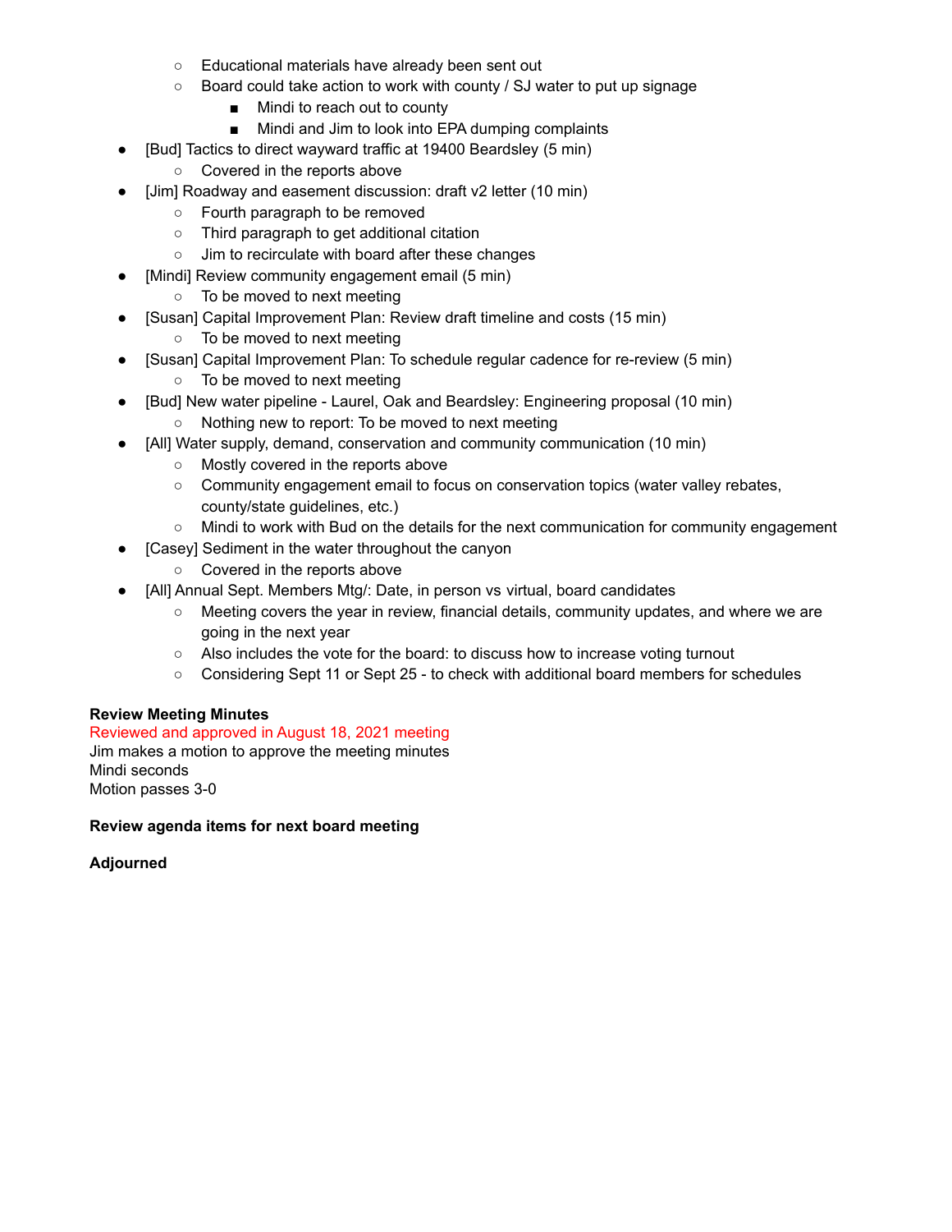- Educational materials have already been sent out
  - Board could take action to work with county / SJ water to put up signage
    - Mindi to reach out to county
    - Mindi and Jim to look into EPA dumping complaints
- [Bud] Tactics to direct wayward traffic at 19400 Beardsley (5 min)
  - Covered in the reports above
- [Jim] Roadway and easement discussion: draft v2 letter (10 min)
  - Fourth paragraph to be removed
  - Third paragraph to get additional citation
  - Jim to recirculate with board after these changes
- [Mindi] Review community engagement email (5 min)
  - To be moved to next meeting
- [Susan] Capital Improvement Plan: Review draft timeline and costs (15 min)
  - To be moved to next meeting
- [Susan] Capital Improvement Plan: To schedule regular cadence for re-review (5 min)
  - To be moved to next meeting
- [Bud] New water pipeline - Laurel, Oak and Beardsley: Engineering proposal (10 min)
  - Nothing new to report: To be moved to next meeting
- [All] Water supply, demand, conservation and community communication (10 min)
  - Mostly covered in the reports above
  - Community engagement email to focus on conservation topics (water valley rebates, county/state guidelines, etc.)
  - Mindi to work with Bud on the details for the next communication for community engagement
- [Casey] Sediment in the water throughout the canyon
  - Covered in the reports above
- [All] Annual Sept. Members Mtg/: Date, in person vs virtual, board candidates
  - Meeting covers the year in review, financial details, community updates, and where we are going in the next year
  - Also includes the vote for the board: to discuss how to increase voting turnout
  - Considering Sept 11 or Sept 25 - to check with additional board members for schedules

**Review Meeting Minutes**

Reviewed and approved in August 18, 2021 meeting

Jim makes a motion to approve the meeting minutes

Mindi seconds

Motion passes 3-0

**Review agenda items for next board meeting**

**Adjourned**